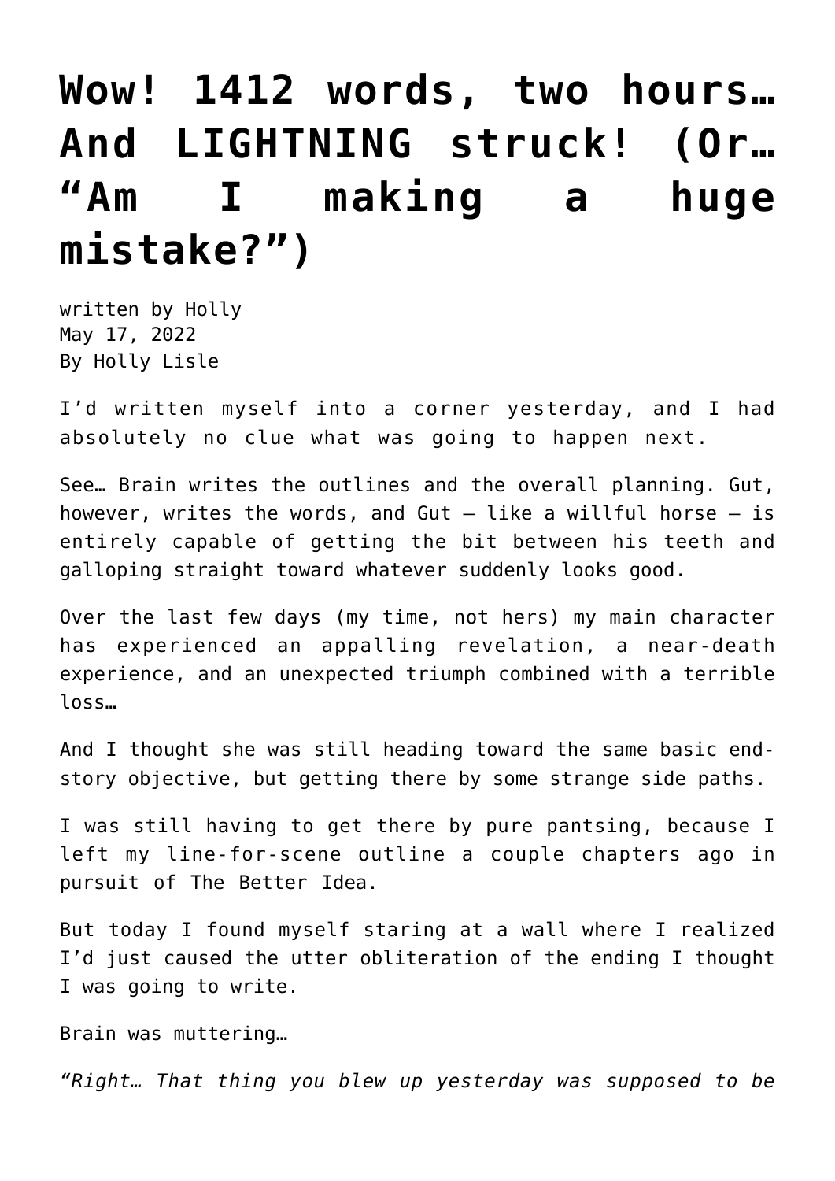# Wow! 1412 words, two hours… And LIGHTNING struck! (Or… "Am I making a huge mistake?")

written by Holly
May 17, 2022
By Holly Lisle

I'd written myself into a corner yesterday, and I had absolutely no clue what was going to happen next.

See… Brain writes the outlines and the overall planning. Gut, however, writes the words, and Gut — like a willful horse — is entirely capable of getting the bit between his teeth and galloping straight toward whatever suddenly looks good.

Over the last few days (my time, not hers) my main character has experienced an appalling revelation, a near-death experience, and an unexpected triumph combined with a terrible loss…

And I thought she was still heading toward the same basic end-story objective, but getting there by some strange side paths.

I was still having to get there by pure pantsing, because I left my line-for-scene outline a couple chapters ago in pursuit of The Better Idea.

But today I found myself staring at a wall where I realized I'd just caused the utter obliteration of the ending I thought I was going to write.

Brain was muttering…

*"Right… That thing you blew up yesterday was supposed to be*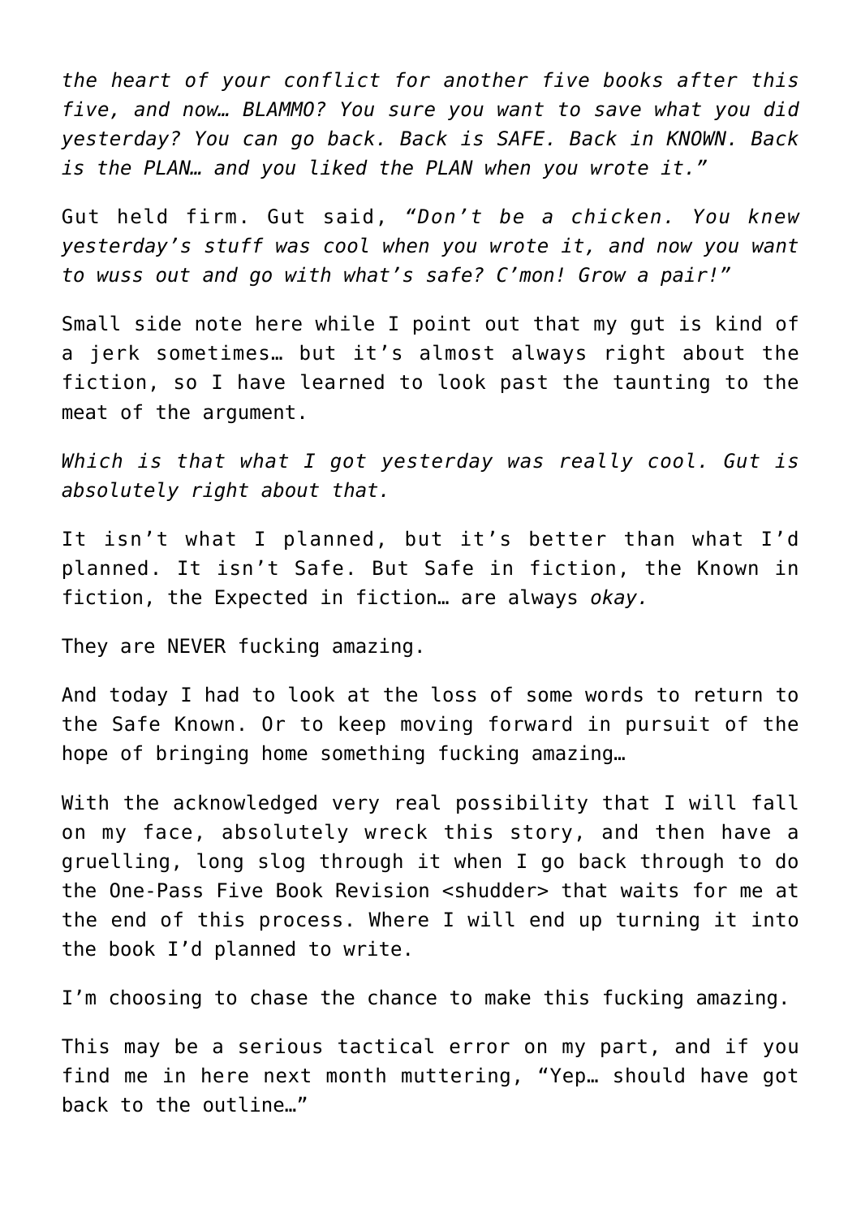*the heart of your conflict for another five books after this five, and now… BLAMMO? You sure you want to save what you did yesterday? You can go back. Back is SAFE. Back in KNOWN. Back is the PLAN… and you liked the PLAN when you wrote it."*

Gut held firm. Gut said, *"Don't be a chicken. You knew yesterday's stuff was cool when you wrote it, and now you want to wuss out and go with what's safe? C'mon! Grow a pair!"*

Small side note here while I point out that my gut is kind of a jerk sometimes… but it's almost always right about the fiction, so I have learned to look past the taunting to the meat of the argument.

*Which is that what I got yesterday was really cool. Gut is absolutely right about that.*

It isn't what I planned, but it's better than what I'd planned. It isn't Safe. But Safe in fiction, the Known in fiction, the Expected in fiction… are always *okay.*

They are NEVER fucking amazing.

And today I had to look at the loss of some words to return to the Safe Known. Or to keep moving forward in pursuit of the hope of bringing home something fucking amazing…

With the acknowledged very real possibility that I will fall on my face, absolutely wreck this story, and then have a gruelling, long slog through it when I go back through to do the One-Pass Five Book Revision <shudder> that waits for me at the end of this process. Where I will end up turning it into the book I'd planned to write.

I'm choosing to chase the chance to make this fucking amazing.

This may be a serious tactical error on my part, and if you find me in here next month muttering, "Yep… should have got back to the outline…"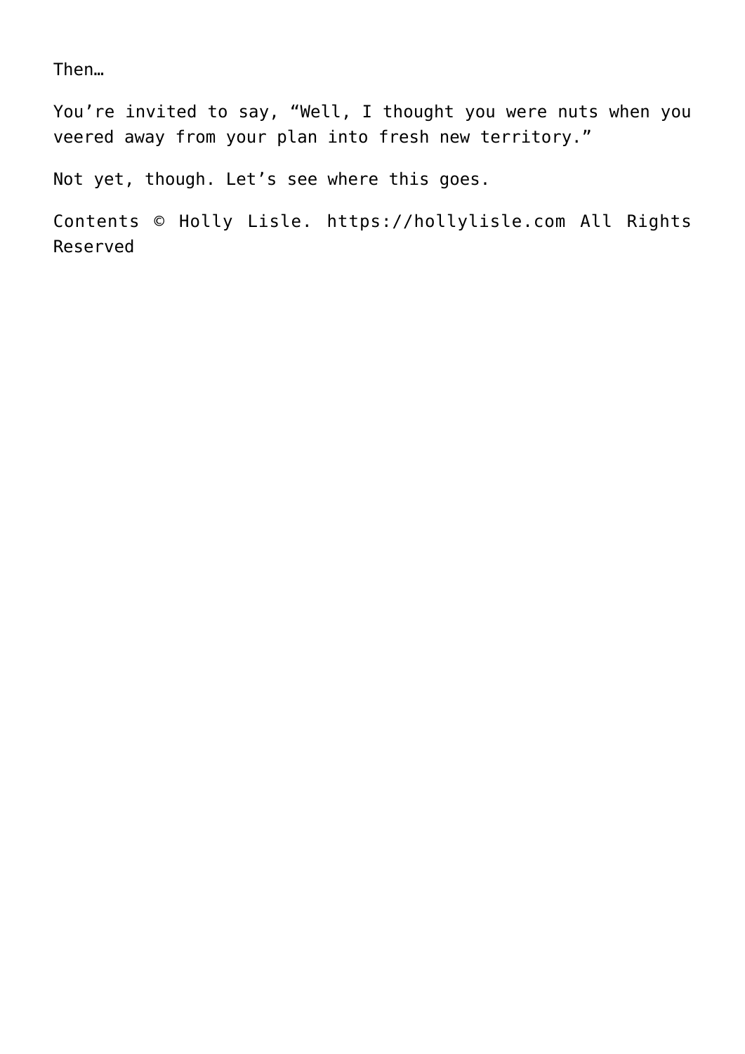Then…

You're invited to say, "Well, I thought you were nuts when you veered away from your plan into fresh new territory."

Not yet, though. Let's see where this goes.

Contents © Holly Lisle. https://hollylisle.com All Rights Reserved